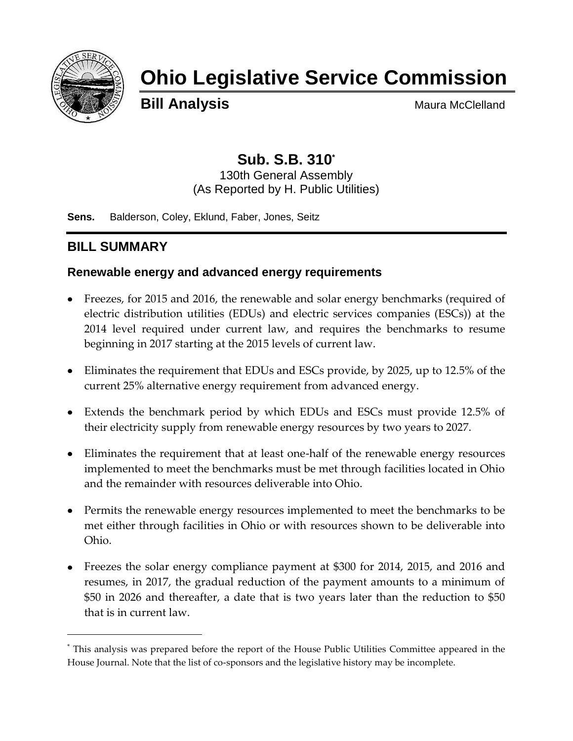# Ohio Legislative Service Commission

**Bill Analysis** Maura McClelland

## Sub. S.B. 310[*]

130th General Assembly
(As Reported by H. Public Utilities)

**Sens.** Balderson, Coley, Eklund, Faber, Jones, Seitz

## BILL SUMMARY

### Renewable energy and advanced energy requirements

- Freezes, for 2015 and 2016, the renewable and solar energy benchmarks (required of electric distribution utilities (EDUs) and electric services companies (ESCs)) at the 2014 level required under current law, and requires the benchmarks to resume beginning in 2017 starting at the 2015 levels of current law.
- Eliminates the requirement that EDUs and ESCs provide, by 2025, up to 12.5% of the current 25% alternative energy requirement from advanced energy.
- Extends the benchmark period by which EDUs and ESCs must provide 12.5% of their electricity supply from renewable energy resources by two years to 2027.
- Eliminates the requirement that at least one-half of the renewable energy resources implemented to meet the benchmarks must be met through facilities located in Ohio and the remainder with resources deliverable into Ohio.
- Permits the renewable energy resources implemented to meet the benchmarks to be met either through facilities in Ohio or with resources shown to be deliverable into Ohio.
- Freezes the solar energy compliance payment at $300 for 2014, 2015, and 2016 and resumes, in 2017, the gradual reduction of the payment amounts to a minimum of $50 in 2026 and thereafter, a date that is two years later than the reduction to $50 that is in current law.

---

[*] This analysis was prepared before the report of the House Public Utilities Committee appeared in the House Journal. Note that the list of co-sponsors and the legislative history may be incomplete.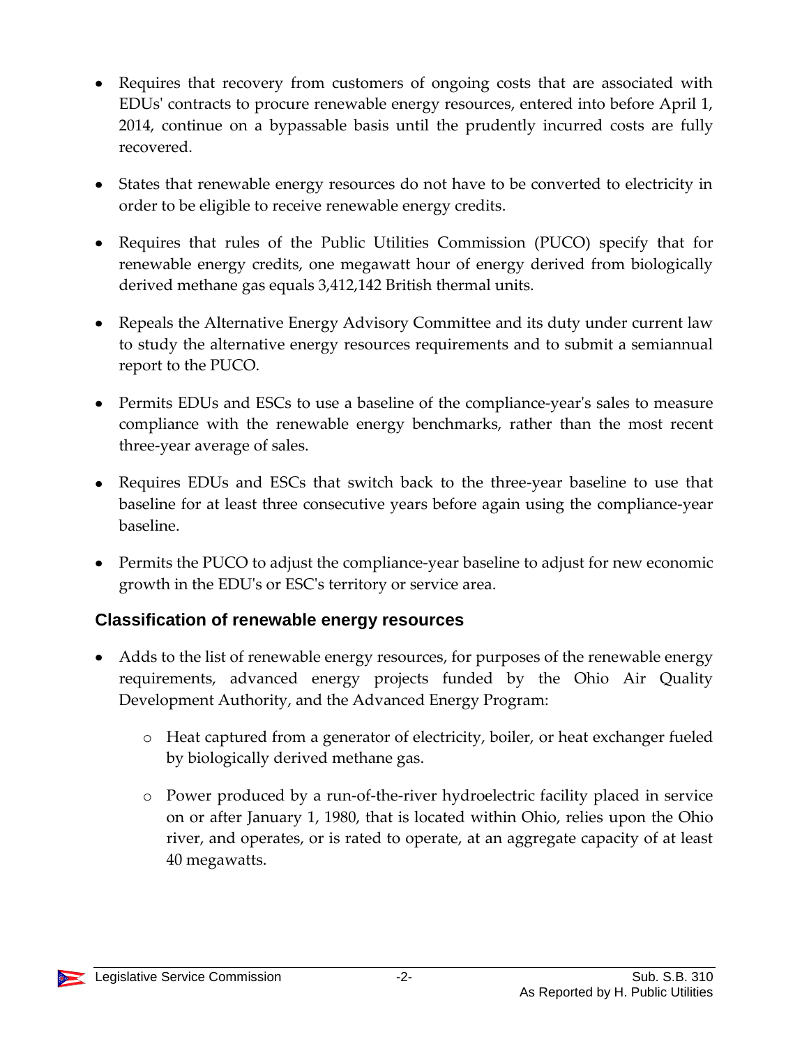- Requires that recovery from customers of ongoing costs that are associated with EDUs' contracts to procure renewable energy resources, entered into before April 1, 2014, continue on a bypassable basis until the prudently incurred costs are fully recovered.

- States that renewable energy resources do not have to be converted to electricity in order to be eligible to receive renewable energy credits.

- Requires that rules of the Public Utilities Commission (PUCO) specify that for renewable energy credits, one megawatt hour of energy derived from biologically derived methane gas equals 3,412,142 British thermal units.

- Repeals the Alternative Energy Advisory Committee and its duty under current law to study the alternative energy resources requirements and to submit a semiannual report to the PUCO.

- Permits EDUs and ESCs to use a baseline of the compliance-year's sales to measure compliance with the renewable energy benchmarks, rather than the most recent three-year average of sales.

- Requires EDUs and ESCs that switch back to the three-year baseline to use that baseline for at least three consecutive years before again using the compliance-year baseline.

- Permits the PUCO to adjust the compliance-year baseline to adjust for new economic growth in the EDU's or ESC's territory or service area.

### Classification of renewable energy resources

- Adds to the list of renewable energy resources, for purposes of the renewable energy requirements, advanced energy projects funded by the Ohio Air Quality Development Authority, and the Advanced Energy Program:
  - Heat captured from a generator of electricity, boiler, or heat exchanger fueled by biologically derived methane gas.
  - Power produced by a run-of-the-river hydroelectric facility placed in service on or after January 1, 1980, that is located within Ohio, relies upon the Ohio river, and operates, or is rated to operate, at an aggregate capacity of at least 40 megawatts.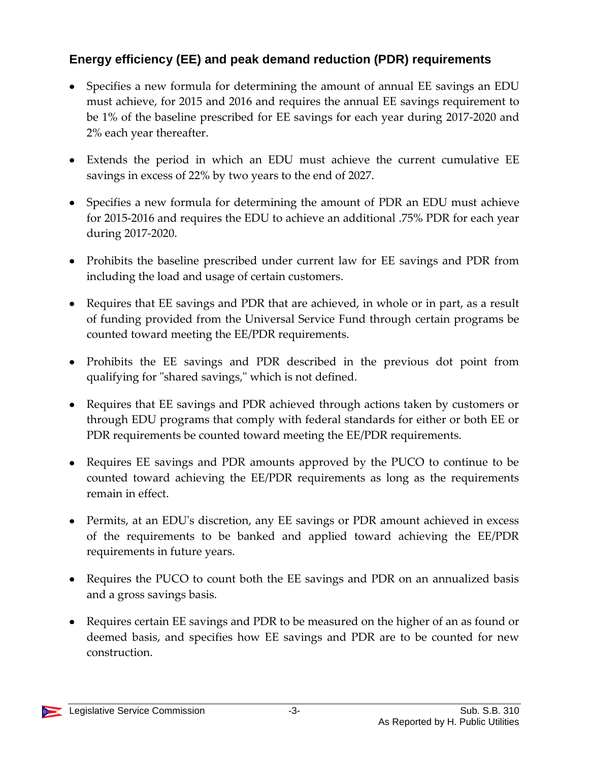### Energy efficiency (EE) and peak demand reduction (PDR) requirements

- Specifies a new formula for determining the amount of annual EE savings an EDU must achieve, for 2015 and 2016 and requires the annual EE savings requirement to be 1% of the baseline prescribed for EE savings for each year during 2017-2020 and 2% each year thereafter.
- Extends the period in which an EDU must achieve the current cumulative EE savings in excess of 22% by two years to the end of 2027.
- Specifies a new formula for determining the amount of PDR an EDU must achieve for 2015-2016 and requires the EDU to achieve an additional .75% PDR for each year during 2017-2020.
- Prohibits the baseline prescribed under current law for EE savings and PDR from including the load and usage of certain customers.
- Requires that EE savings and PDR that are achieved, in whole or in part, as a result of funding provided from the Universal Service Fund through certain programs be counted toward meeting the EE/PDR requirements.
- Prohibits the EE savings and PDR described in the previous dot point from qualifying for "shared savings," which is not defined.
- Requires that EE savings and PDR achieved through actions taken by customers or through EDU programs that comply with federal standards for either or both EE or PDR requirements be counted toward meeting the EE/PDR requirements.
- Requires EE savings and PDR amounts approved by the PUCO to continue to be counted toward achieving the EE/PDR requirements as long as the requirements remain in effect.
- Permits, at an EDU's discretion, any EE savings or PDR amount achieved in excess of the requirements to be banked and applied toward achieving the EE/PDR requirements in future years.
- Requires the PUCO to count both the EE savings and PDR on an annualized basis and a gross savings basis.
- Requires certain EE savings and PDR to be measured on the higher of an as found or deemed basis, and specifies how EE savings and PDR are to be counted for new construction.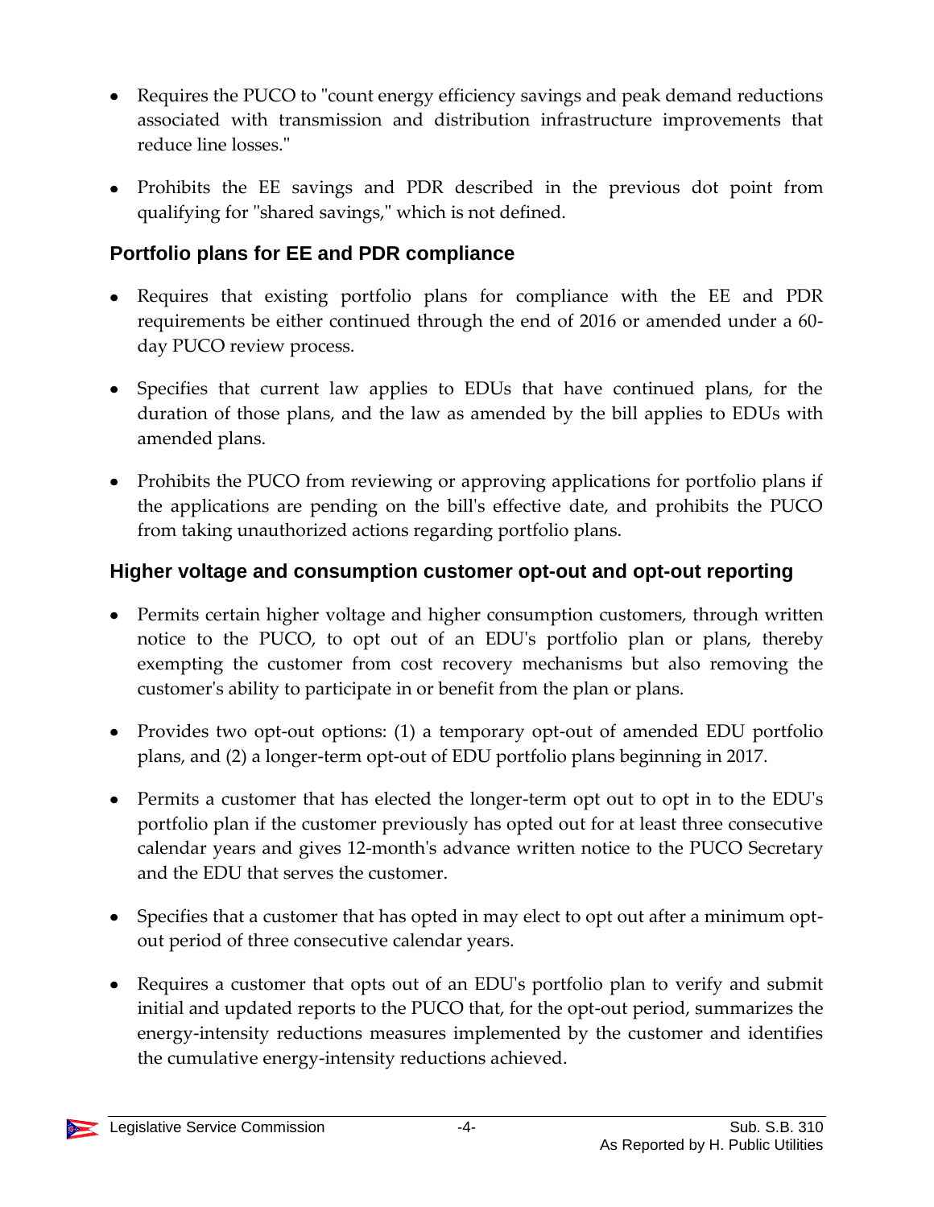- Requires the PUCO to "count energy efficiency savings and peak demand reductions associated with transmission and distribution infrastructure improvements that reduce line losses."

- Prohibits the EE savings and PDR described in the previous dot point from qualifying for "shared savings," which is not defined.

### Portfolio plans for EE and PDR compliance

- Requires that existing portfolio plans for compliance with the EE and PDR requirements be either continued through the end of 2016 or amended under a 60-day PUCO review process.

- Specifies that current law applies to EDUs that have continued plans, for the duration of those plans, and the law as amended by the bill applies to EDUs with amended plans.

- Prohibits the PUCO from reviewing or approving applications for portfolio plans if the applications are pending on the bill's effective date, and prohibits the PUCO from taking unauthorized actions regarding portfolio plans.

### Higher voltage and consumption customer opt-out and opt-out reporting

- Permits certain higher voltage and higher consumption customers, through written notice to the PUCO, to opt out of an EDU's portfolio plan or plans, thereby exempting the customer from cost recovery mechanisms but also removing the customer's ability to participate in or benefit from the plan or plans.

- Provides two opt-out options: (1) a temporary opt-out of amended EDU portfolio plans, and (2) a longer-term opt-out of EDU portfolio plans beginning in 2017.

- Permits a customer that has elected the longer-term opt out to opt in to the EDU's portfolio plan if the customer previously has opted out for at least three consecutive calendar years and gives 12-month's advance written notice to the PUCO Secretary and the EDU that serves the customer.

- Specifies that a customer that has opted in may elect to opt out after a minimum opt-out period of three consecutive calendar years.

- Requires a customer that opts out of an EDU's portfolio plan to verify and submit initial and updated reports to the PUCO that, for the opt-out period, summarizes the energy-intensity reductions measures implemented by the customer and identifies the cumulative energy-intensity reductions achieved.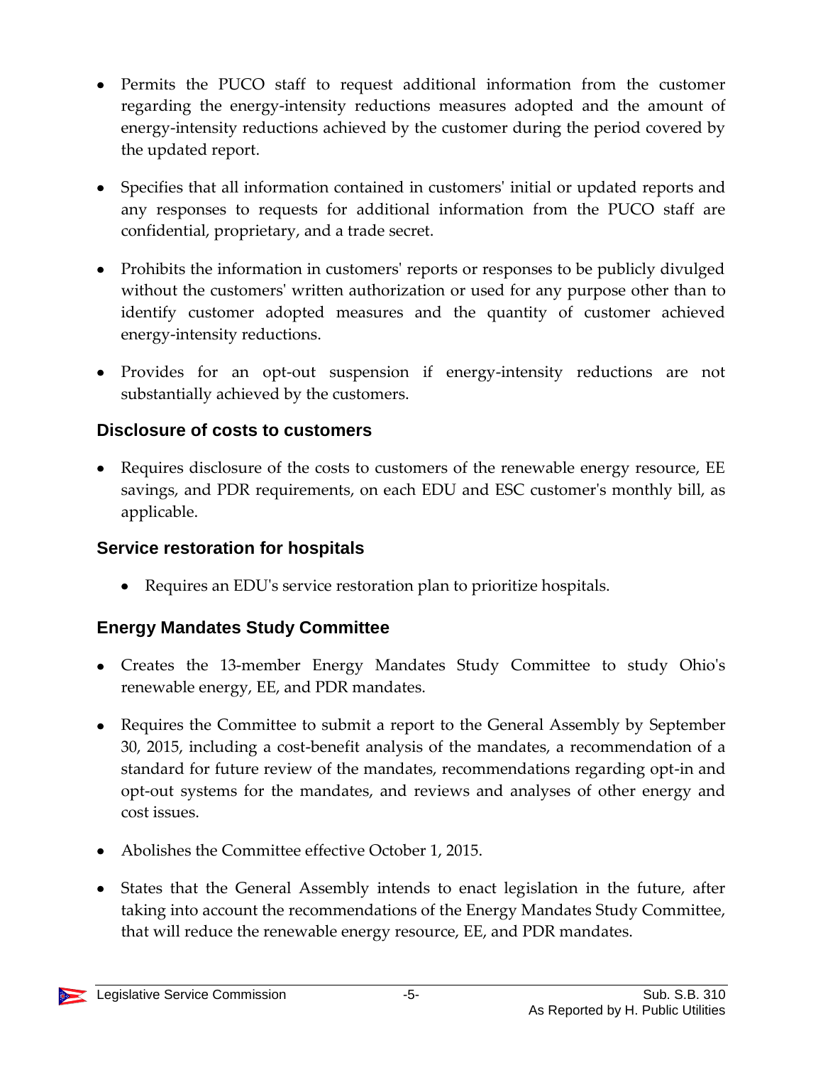- Permits the PUCO staff to request additional information from the customer regarding the energy-intensity reductions measures adopted and the amount of energy-intensity reductions achieved by the customer during the period covered by the updated report.

- Specifies that all information contained in customers' initial or updated reports and any responses to requests for additional information from the PUCO staff are confidential, proprietary, and a trade secret.

- Prohibits the information in customers' reports or responses to be publicly divulged without the customers' written authorization or used for any purpose other than to identify customer adopted measures and the quantity of customer achieved energy-intensity reductions.

- Provides for an opt-out suspension if energy-intensity reductions are not substantially achieved by the customers.

### Disclosure of costs to customers

- Requires disclosure of the costs to customers of the renewable energy resource, EE savings, and PDR requirements, on each EDU and ESC customer's monthly bill, as applicable.

### Service restoration for hospitals

- Requires an EDU's service restoration plan to prioritize hospitals.

### Energy Mandates Study Committee

- Creates the 13-member Energy Mandates Study Committee to study Ohio's renewable energy, EE, and PDR mandates.

- Requires the Committee to submit a report to the General Assembly by September 30, 2015, including a cost-benefit analysis of the mandates, a recommendation of a standard for future review of the mandates, recommendations regarding opt-in and opt-out systems for the mandates, and reviews and analyses of other energy and cost issues.

- Abolishes the Committee effective October 1, 2015.

- States that the General Assembly intends to enact legislation in the future, after taking into account the recommendations of the Energy Mandates Study Committee, that will reduce the renewable energy resource, EE, and PDR mandates.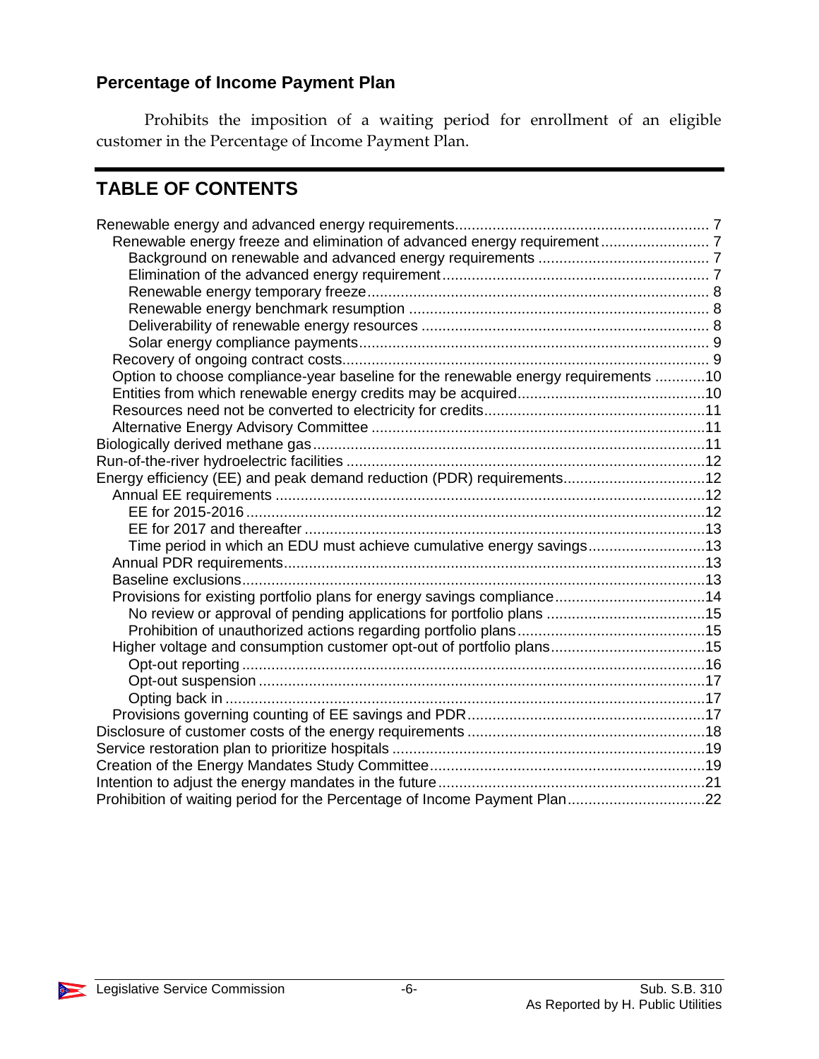### Percentage of Income Payment Plan

Prohibits the imposition of a waiting period for enrollment of an eligible customer in the Percentage of Income Payment Plan.

## TABLE OF CONTENTS

- Renewable energy and advanced energy requirements ........ 7
  - Renewable energy freeze and elimination of advanced energy requirement ........ 7
    - Background on renewable and advanced energy requirements ........ 7
    - Elimination of the advanced energy requirement ........ 7
    - Renewable energy temporary freeze ........ 8
    - Renewable energy benchmark resumption ........ 8
    - Deliverability of renewable energy resources ........ 8
    - Solar energy compliance payments ........ 9
  - Recovery of ongoing contract costs ........ 9
  - Option to choose compliance-year baseline for the renewable energy requirements ........ 10
  - Entities from which renewable energy credits may be acquired ........ 10
  - Resources need not be converted to electricity for credits ........ 11
  - Alternative Energy Advisory Committee ........ 11
- Biologically derived methane gas ........ 11
- Run-of-the-river hydroelectric facilities ........ 12
- Energy efficiency (EE) and peak demand reduction (PDR) requirements ........ 12
  - Annual EE requirements ........ 12
    - EE for 2015-2016 ........ 12
    - EE for 2017 and thereafter ........ 13
    - Time period in which an EDU must achieve cumulative energy savings ........ 13
  - Annual PDR requirements ........ 13
  - Baseline exclusions ........ 13
  - Provisions for existing portfolio plans for energy savings compliance ........ 14
    - No review or approval of pending applications for portfolio plans ........ 15
    - Prohibition of unauthorized actions regarding portfolio plans ........ 15
  - Higher voltage and consumption customer opt-out of portfolio plans ........ 15
    - Opt-out reporting ........ 16
    - Opt-out suspension ........ 17
    - Opting back in ........ 17
  - Provisions governing counting of EE savings and PDR ........ 17
- Disclosure of customer costs of the energy requirements ........ 18
- Service restoration plan to prioritize hospitals ........ 19
- Creation of the Energy Mandates Study Committee ........ 19
- Intention to adjust the energy mandates in the future ........ 21
- Prohibition of waiting period for the Percentage of Income Payment Plan ........ 22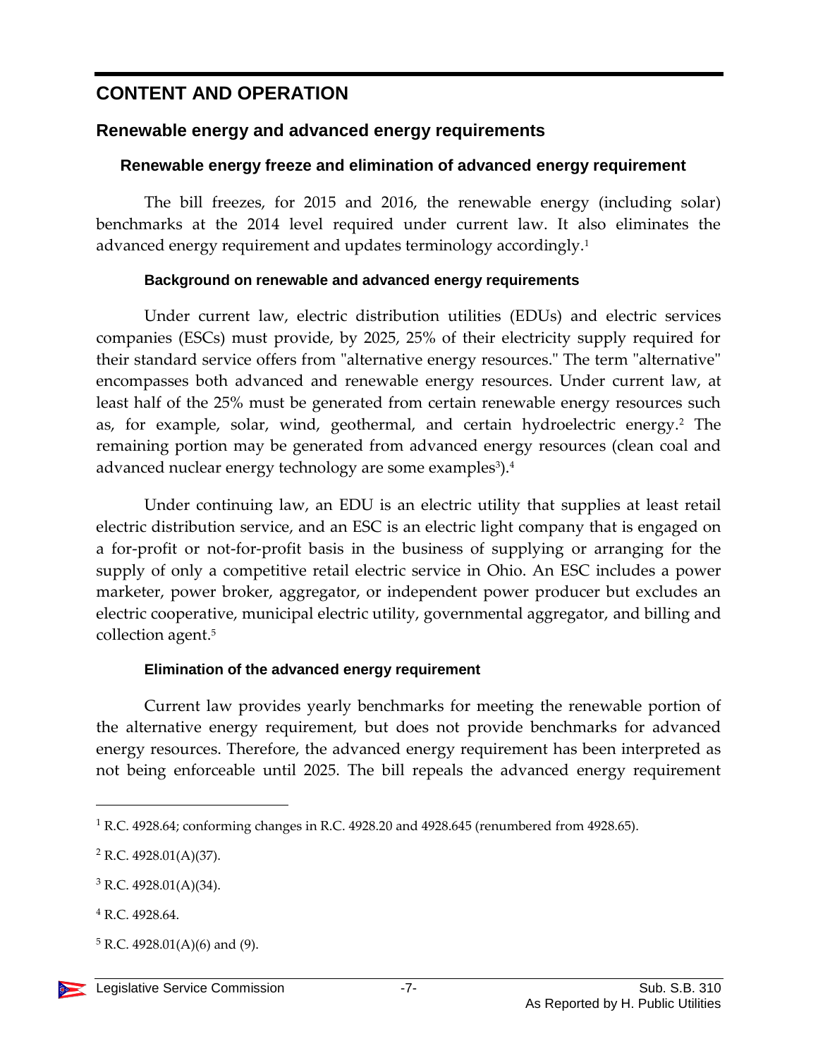# CONTENT AND OPERATION

## Renewable energy and advanced energy requirements

### Renewable energy freeze and elimination of advanced energy requirement

The bill freezes, for 2015 and 2016, the renewable energy (including solar) benchmarks at the 2014 level required under current law. It also eliminates the advanced energy requirement and updates terminology accordingly.[1]

#### Background on renewable and advanced energy requirements

Under current law, electric distribution utilities (EDUs) and electric services companies (ESCs) must provide, by 2025, 25% of their electricity supply required for their standard service offers from "alternative energy resources." The term "alternative" encompasses both advanced and renewable energy resources. Under current law, at least half of the 25% must be generated from certain renewable energy resources such as, for example, solar, wind, geothermal, and certain hydroelectric energy.[2] The remaining portion may be generated from advanced energy resources (clean coal and advanced nuclear energy technology are some examples[3]).[4]

Under continuing law, an EDU is an electric utility that supplies at least retail electric distribution service, and an ESC is an electric light company that is engaged on a for-profit or not-for-profit basis in the business of supplying or arranging for the supply of only a competitive retail electric service in Ohio. An ESC includes a power marketer, power broker, aggregator, or independent power producer but excludes an electric cooperative, municipal electric utility, governmental aggregator, and billing and collection agent.[5]

#### Elimination of the advanced energy requirement

Current law provides yearly benchmarks for meeting the renewable portion of the alternative energy requirement, but does not provide benchmarks for advanced energy resources. Therefore, the advanced energy requirement has been interpreted as not being enforceable until 2025. The bill repeals the advanced energy requirement

---

[1] R.C. 4928.64; conforming changes in R.C. 4928.20 and 4928.645 (renumbered from 4928.65).

[2] R.C. 4928.01(A)(37).

[3] R.C. 4928.01(A)(34).

[4] R.C. 4928.64.

[5] R.C. 4928.01(A)(6) and (9).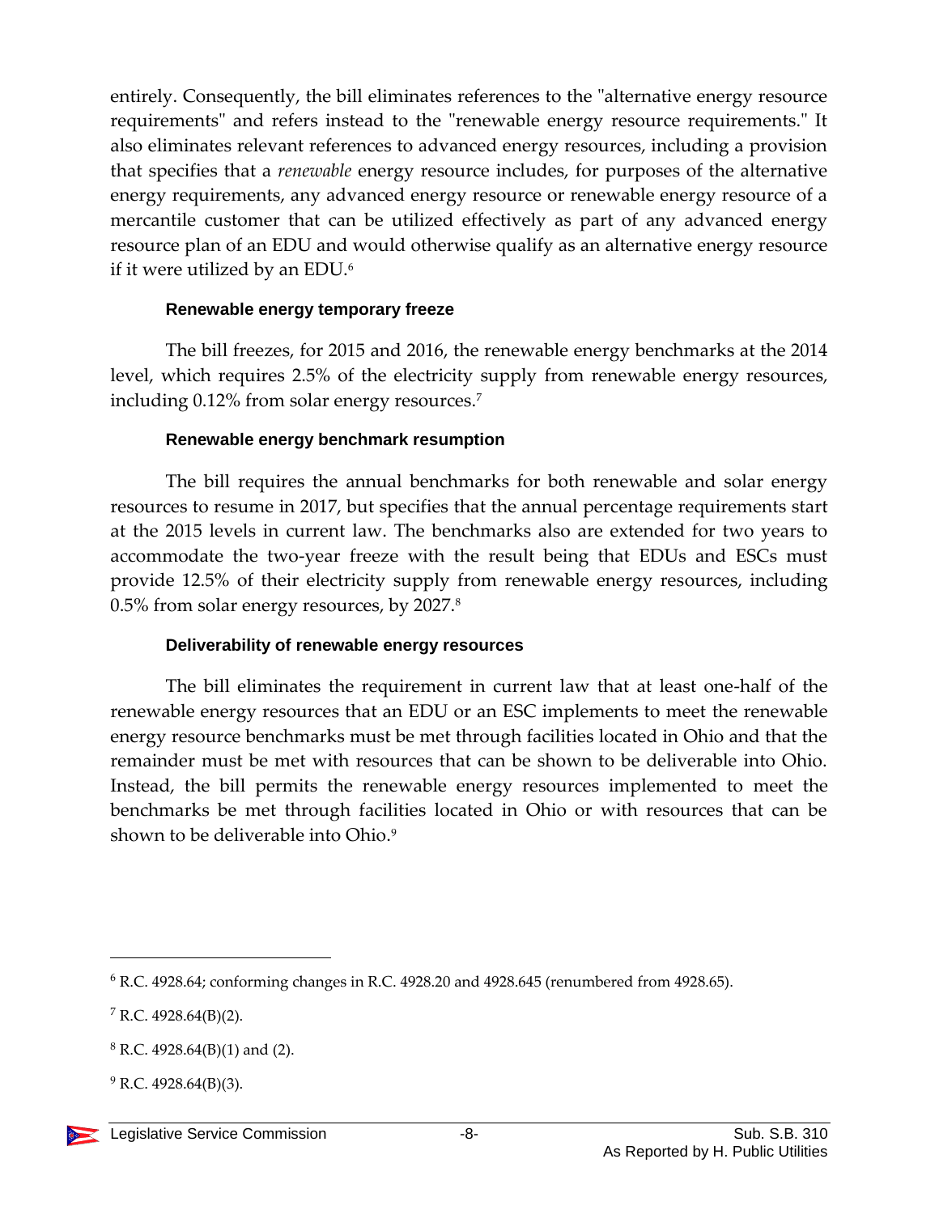entirely. Consequently, the bill eliminates references to the "alternative energy resource requirements" and refers instead to the "renewable energy resource requirements." It also eliminates relevant references to advanced energy resources, including a provision that specifies that a *renewable* energy resource includes, for purposes of the alternative energy requirements, any advanced energy resource or renewable energy resource of a mercantile customer that can be utilized effectively as part of any advanced energy resource plan of an EDU and would otherwise qualify as an alternative energy resource if it were utilized by an EDU.[6]

#### Renewable energy temporary freeze

The bill freezes, for 2015 and 2016, the renewable energy benchmarks at the 2014 level, which requires 2.5% of the electricity supply from renewable energy resources, including 0.12% from solar energy resources.[7]

#### Renewable energy benchmark resumption

The bill requires the annual benchmarks for both renewable and solar energy resources to resume in 2017, but specifies that the annual percentage requirements start at the 2015 levels in current law. The benchmarks also are extended for two years to accommodate the two-year freeze with the result being that EDUs and ESCs must provide 12.5% of their electricity supply from renewable energy resources, including 0.5% from solar energy resources, by 2027.[8]

#### Deliverability of renewable energy resources

The bill eliminates the requirement in current law that at least one-half of the renewable energy resources that an EDU or an ESC implements to meet the renewable energy resource benchmarks must be met through facilities located in Ohio and that the remainder must be met with resources that can be shown to be deliverable into Ohio. Instead, the bill permits the renewable energy resources implemented to meet the benchmarks be met through facilities located in Ohio or with resources that can be shown to be deliverable into Ohio.[9]

---

[6] R.C. 4928.64; conforming changes in R.C. 4928.20 and 4928.645 (renumbered from 4928.65).

[7] R.C. 4928.64(B)(2).

[8] R.C. 4928.64(B)(1) and (2).

[9] R.C. 4928.64(B)(3).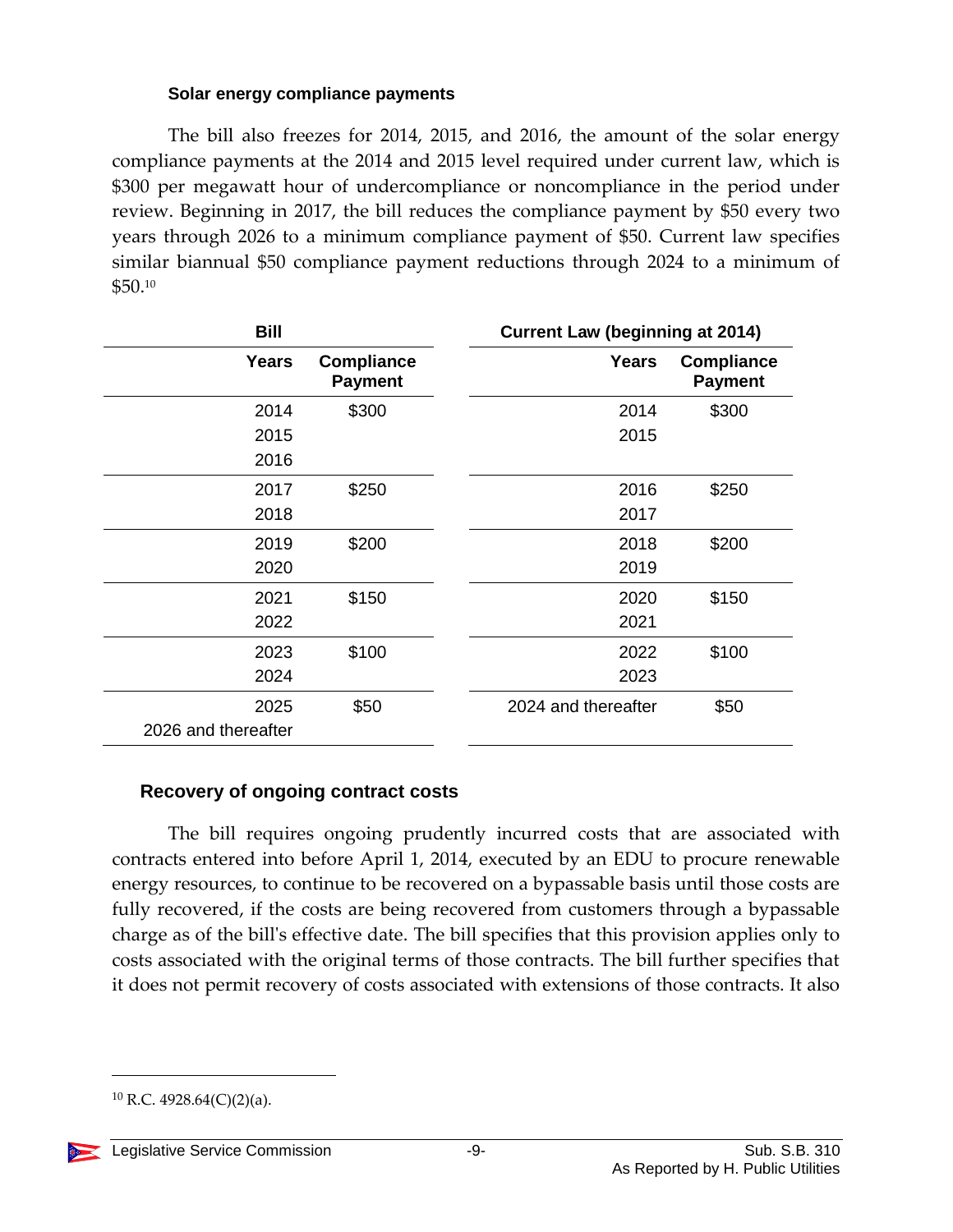#### Solar energy compliance payments

The bill also freezes for 2014, 2015, and 2016, the amount of the solar energy compliance payments at the 2014 and 2015 level required under current law, which is $300 per megawatt hour of undercompliance or noncompliance in the period under review. Beginning in 2017, the bill reduces the compliance payment by $50 every two years through 2026 to a minimum compliance payment of $50. Current law specifies similar biannual $50 compliance payment reductions through 2024 to a minimum of $50.[10]

| Bill | | Current Law (beginning at 2014) | |
|---|---|---|---|
| **Years** | **Compliance Payment** | **Years** | **Compliance Payment** |
| 2014<br>2015<br>2016 | $300 | 2014<br>2015 | $300 |
| 2017<br>2018 | $250 | 2016<br>2017 | $250 |
| 2019<br>2020 | $200 | 2018<br>2019 | $200 |
| 2021<br>2022 | $150 | 2020<br>2021 | $150 |
| 2023<br>2024 | $100 | 2022<br>2023 | $100 |
| 2025<br>2026 and thereafter | $50 | 2024 and thereafter | $50 |

### Recovery of ongoing contract costs

The bill requires ongoing prudently incurred costs that are associated with contracts entered into before April 1, 2014, executed by an EDU to procure renewable energy resources, to continue to be recovered on a bypassable basis until those costs are fully recovered, if the costs are being recovered from customers through a bypassable charge as of the bill's effective date. The bill specifies that this provision applies only to costs associated with the original terms of those contracts. The bill further specifies that it does not permit recovery of costs associated with extensions of those contracts. It also

---

[10] R.C. 4928.64(C)(2)(a).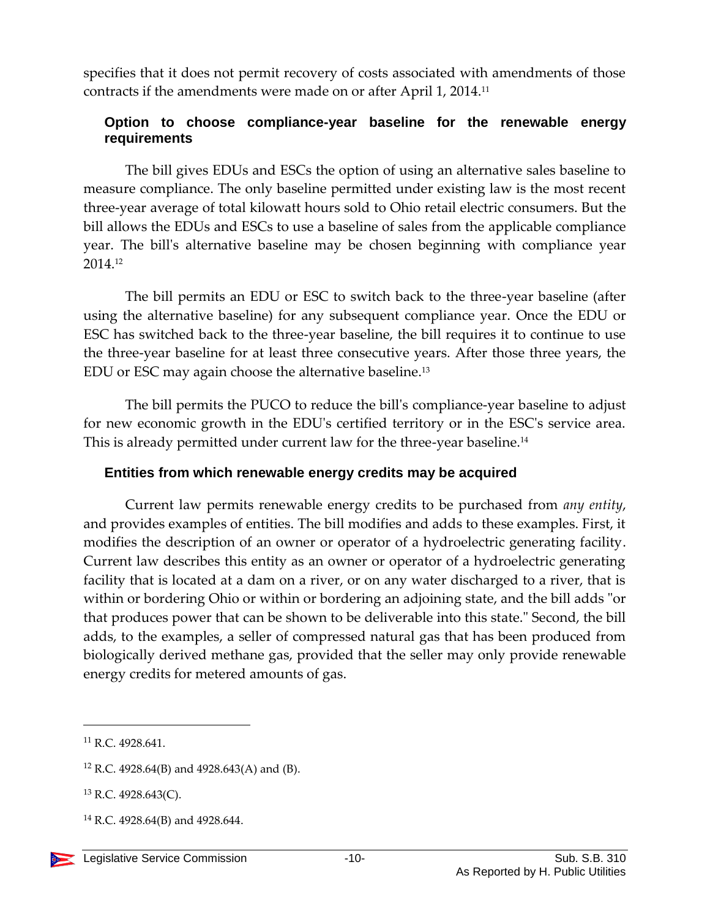specifies that it does not permit recovery of costs associated with amendments of those contracts if the amendments were made on or after April 1, 2014.[11]

### Option to choose compliance-year baseline for the renewable energy requirements

The bill gives EDUs and ESCs the option of using an alternative sales baseline to measure compliance. The only baseline permitted under existing law is the most recent three-year average of total kilowatt hours sold to Ohio retail electric consumers. But the bill allows the EDUs and ESCs to use a baseline of sales from the applicable compliance year. The bill's alternative baseline may be chosen beginning with compliance year 2014.[12]

The bill permits an EDU or ESC to switch back to the three-year baseline (after using the alternative baseline) for any subsequent compliance year. Once the EDU or ESC has switched back to the three-year baseline, the bill requires it to continue to use the three-year baseline for at least three consecutive years. After those three years, the EDU or ESC may again choose the alternative baseline.[13]

The bill permits the PUCO to reduce the bill's compliance-year baseline to adjust for new economic growth in the EDU's certified territory or in the ESC's service area. This is already permitted under current law for the three-year baseline.[14]

### Entities from which renewable energy credits may be acquired

Current law permits renewable energy credits to be purchased from *any entity*, and provides examples of entities. The bill modifies and adds to these examples. First, it modifies the description of an owner or operator of a hydroelectric generating facility. Current law describes this entity as an owner or operator of a hydroelectric generating facility that is located at a dam on a river, or on any water discharged to a river, that is within or bordering Ohio or within or bordering an adjoining state, and the bill adds "or that produces power that can be shown to be deliverable into this state." Second, the bill adds, to the examples, a seller of compressed natural gas that has been produced from biologically derived methane gas, provided that the seller may only provide renewable energy credits for metered amounts of gas.

---

[11] R.C. 4928.641.

[12] R.C. 4928.64(B) and 4928.643(A) and (B).

[13] R.C. 4928.643(C).

[14] R.C. 4928.64(B) and 4928.644.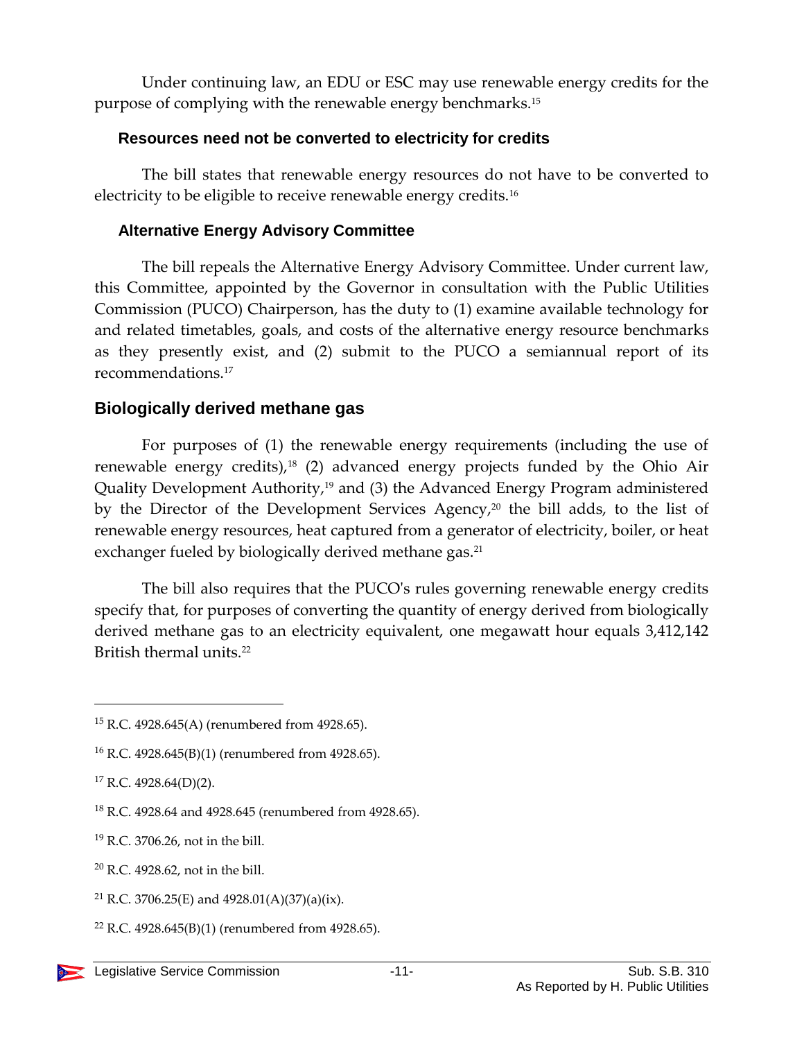Under continuing law, an EDU or ESC may use renewable energy credits for the purpose of complying with the renewable energy benchmarks.[15]

### Resources need not be converted to electricity for credits

The bill states that renewable energy resources do not have to be converted to electricity to be eligible to receive renewable energy credits.[16]

### Alternative Energy Advisory Committee

The bill repeals the Alternative Energy Advisory Committee. Under current law, this Committee, appointed by the Governor in consultation with the Public Utilities Commission (PUCO) Chairperson, has the duty to (1) examine available technology for and related timetables, goals, and costs of the alternative energy resource benchmarks as they presently exist, and (2) submit to the PUCO a semiannual report of its recommendations.[17]

## Biologically derived methane gas

For purposes of (1) the renewable energy requirements (including the use of renewable energy credits),[18] (2) advanced energy projects funded by the Ohio Air Quality Development Authority,[19] and (3) the Advanced Energy Program administered by the Director of the Development Services Agency,[20] the bill adds, to the list of renewable energy resources, heat captured from a generator of electricity, boiler, or heat exchanger fueled by biologically derived methane gas.[21]

The bill also requires that the PUCO's rules governing renewable energy credits specify that, for purposes of converting the quantity of energy derived from biologically derived methane gas to an electricity equivalent, one megawatt hour equals 3,412,142 British thermal units.[22]

---

[15] R.C. 4928.645(A) (renumbered from 4928.65).

[16] R.C. 4928.645(B)(1) (renumbered from 4928.65).

[17] R.C. 4928.64(D)(2).

[18] R.C. 4928.64 and 4928.645 (renumbered from 4928.65).

[19] R.C. 3706.26, not in the bill.

[20] R.C. 4928.62, not in the bill.

[21] R.C. 3706.25(E) and 4928.01(A)(37)(a)(ix).

[22] R.C. 4928.645(B)(1) (renumbered from 4928.65).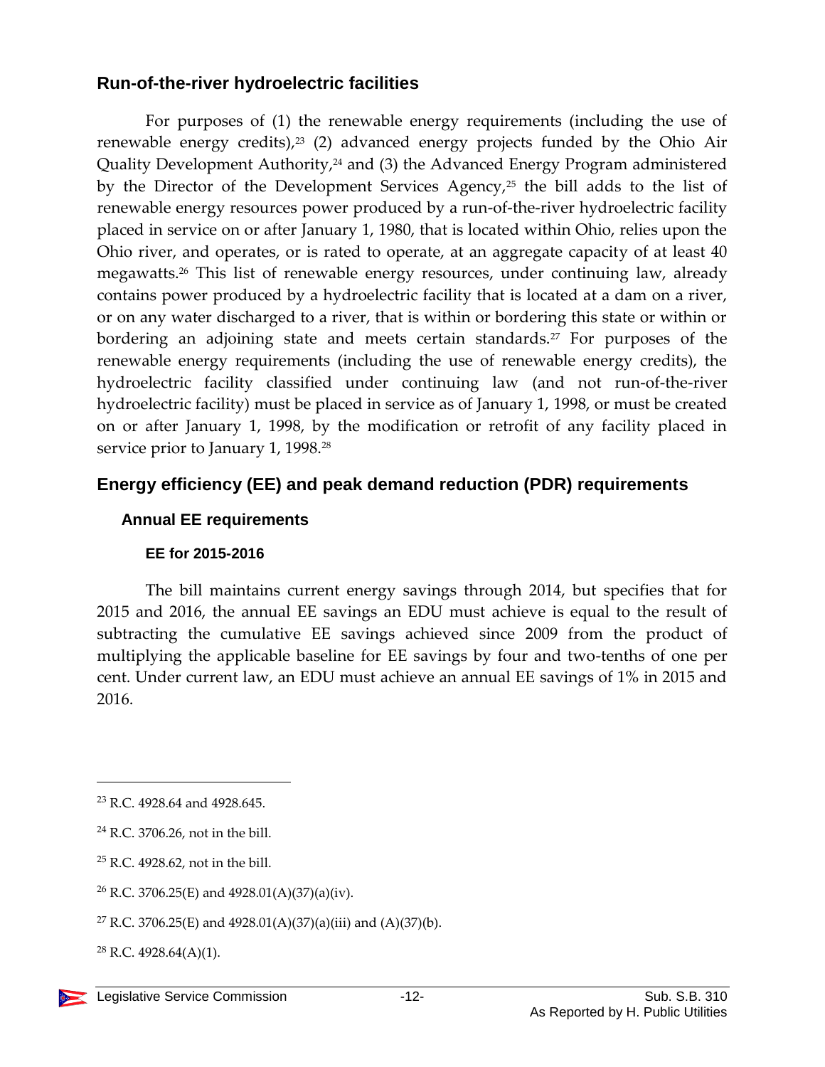## Run-of-the-river hydroelectric facilities

For purposes of (1) the renewable energy requirements (including the use of renewable energy credits),[23] (2) advanced energy projects funded by the Ohio Air Quality Development Authority,[24] and (3) the Advanced Energy Program administered by the Director of the Development Services Agency,[25] the bill adds to the list of renewable energy resources power produced by a run-of-the-river hydroelectric facility placed in service on or after January 1, 1980, that is located within Ohio, relies upon the Ohio river, and operates, or is rated to operate, at an aggregate capacity of at least 40 megawatts.[26] This list of renewable energy resources, under continuing law, already contains power produced by a hydroelectric facility that is located at a dam on a river, or on any water discharged to a river, that is within or bordering this state or within or bordering an adjoining state and meets certain standards.[27] For purposes of the renewable energy requirements (including the use of renewable energy credits), the hydroelectric facility classified under continuing law (and not run-of-the-river hydroelectric facility) must be placed in service as of January 1, 1998, or must be created on or after January 1, 1998, by the modification or retrofit of any facility placed in service prior to January 1, 1998.[28]

## Energy efficiency (EE) and peak demand reduction (PDR) requirements

### Annual EE requirements

#### EE for 2015-2016

The bill maintains current energy savings through 2014, but specifies that for 2015 and 2016, the annual EE savings an EDU must achieve is equal to the result of subtracting the cumulative EE savings achieved since 2009 from the product of multiplying the applicable baseline for EE savings by four and two-tenths of one per cent. Under current law, an EDU must achieve an annual EE savings of 1% in 2015 and 2016.

---

[23] R.C. 4928.64 and 4928.645.

[24] R.C. 3706.26, not in the bill.

[25] R.C. 4928.62, not in the bill.

[26] R.C. 3706.25(E) and 4928.01(A)(37)(a)(iv).

[27] R.C. 3706.25(E) and 4928.01(A)(37)(a)(iii) and (A)(37)(b).

[28] R.C. 4928.64(A)(1).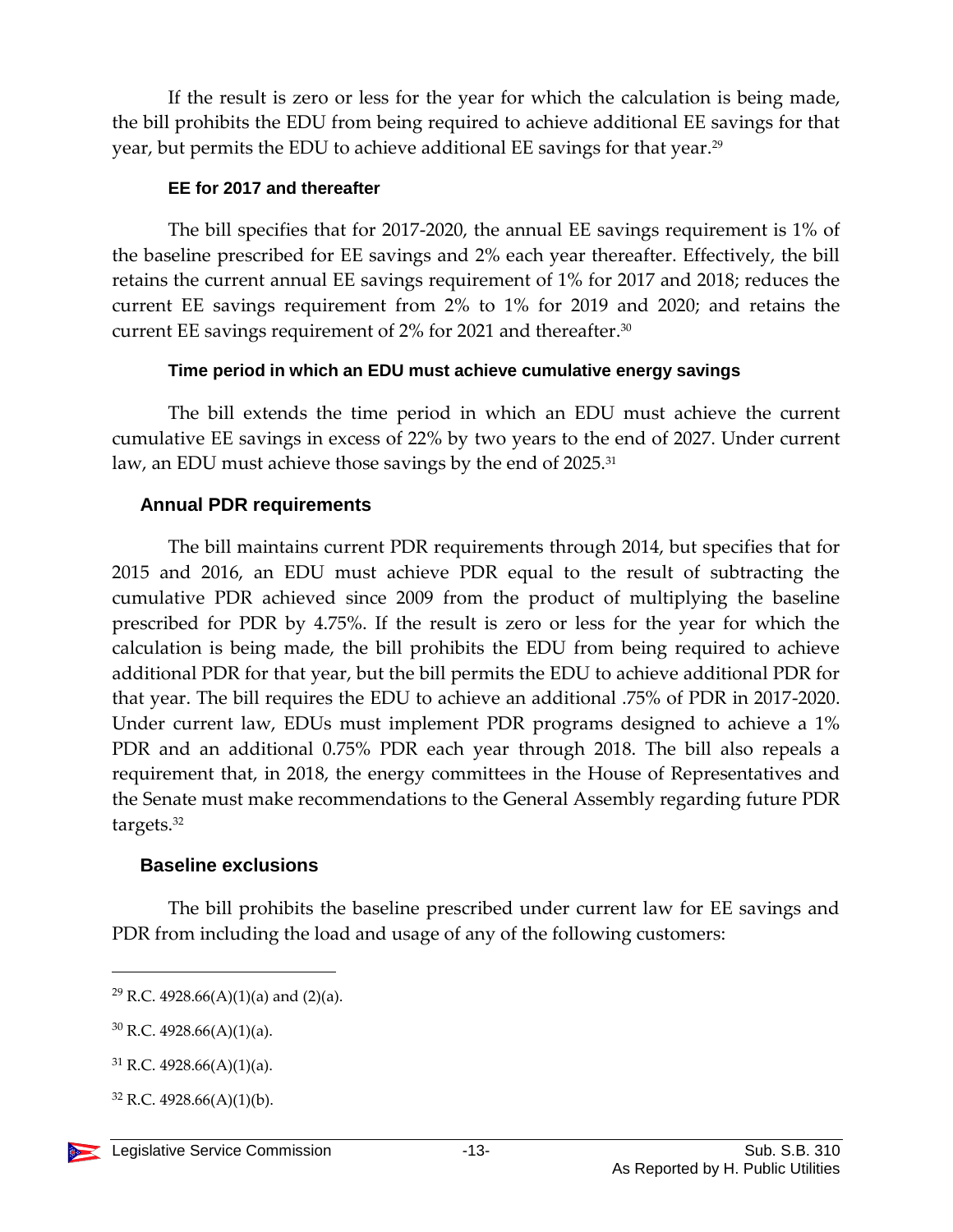If the result is zero or less for the year for which the calculation is being made, the bill prohibits the EDU from being required to achieve additional EE savings for that year, but permits the EDU to achieve additional EE savings for that year.[29]

#### EE for 2017 and thereafter

The bill specifies that for 2017-2020, the annual EE savings requirement is 1% of the baseline prescribed for EE savings and 2% each year thereafter. Effectively, the bill retains the current annual EE savings requirement of 1% for 2017 and 2018; reduces the current EE savings requirement from 2% to 1% for 2019 and 2020; and retains the current EE savings requirement of 2% for 2021 and thereafter.[30]

#### Time period in which an EDU must achieve cumulative energy savings

The bill extends the time period in which an EDU must achieve the current cumulative EE savings in excess of 22% by two years to the end of 2027. Under current law, an EDU must achieve those savings by the end of 2025.[31]

### Annual PDR requirements

The bill maintains current PDR requirements through 2014, but specifies that for 2015 and 2016, an EDU must achieve PDR equal to the result of subtracting the cumulative PDR achieved since 2009 from the product of multiplying the baseline prescribed for PDR by 4.75%. If the result is zero or less for the year for which the calculation is being made, the bill prohibits the EDU from being required to achieve additional PDR for that year, but the bill permits the EDU to achieve additional PDR for that year. The bill requires the EDU to achieve an additional .75% of PDR in 2017-2020. Under current law, EDUs must implement PDR programs designed to achieve a 1% PDR and an additional 0.75% PDR each year through 2018. The bill also repeals a requirement that, in 2018, the energy committees in the House of Representatives and the Senate must make recommendations to the General Assembly regarding future PDR targets.[32]

### Baseline exclusions

The bill prohibits the baseline prescribed under current law for EE savings and PDR from including the load and usage of any of the following customers:

---

[29] R.C. 4928.66(A)(1)(a) and (2)(a).

[30] R.C. 4928.66(A)(1)(a).

[31] R.C. 4928.66(A)(1)(a).

[32] R.C. 4928.66(A)(1)(b).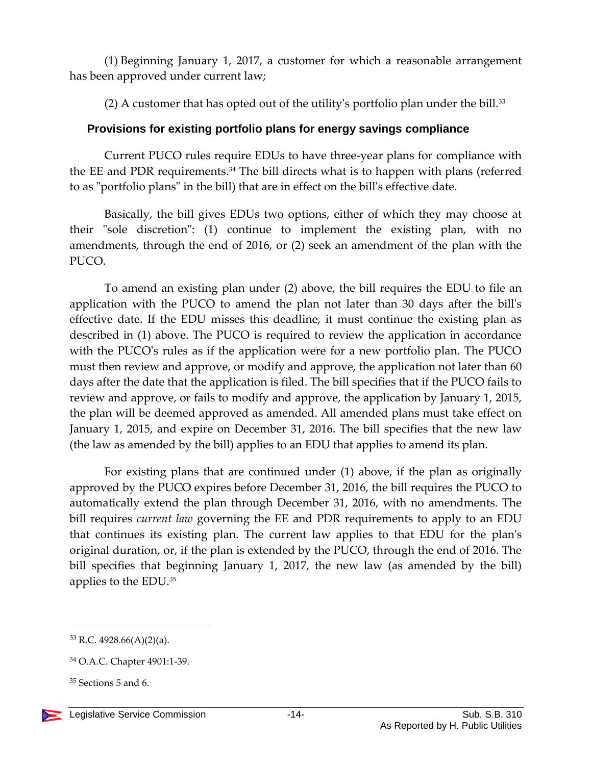(1) Beginning January 1, 2017, a customer for which a reasonable arrangement has been approved under current law;

(2) A customer that has opted out of the utility's portfolio plan under the bill.[33]

### Provisions for existing portfolio plans for energy savings compliance

Current PUCO rules require EDUs to have three-year plans for compliance with the EE and PDR requirements.[34] The bill directs what is to happen with plans (referred to as "portfolio plans" in the bill) that are in effect on the bill's effective date.

Basically, the bill gives EDUs two options, either of which they may choose at their "sole discretion": (1) continue to implement the existing plan, with no amendments, through the end of 2016, or (2) seek an amendment of the plan with the PUCO.

To amend an existing plan under (2) above, the bill requires the EDU to file an application with the PUCO to amend the plan not later than 30 days after the bill's effective date. If the EDU misses this deadline, it must continue the existing plan as described in (1) above. The PUCO is required to review the application in accordance with the PUCO's rules as if the application were for a new portfolio plan. The PUCO must then review and approve, or modify and approve, the application not later than 60 days after the date that the application is filed. The bill specifies that if the PUCO fails to review and approve, or fails to modify and approve, the application by January 1, 2015, the plan will be deemed approved as amended. All amended plans must take effect on January 1, 2015, and expire on December 31, 2016. The bill specifies that the new law (the law as amended by the bill) applies to an EDU that applies to amend its plan.

For existing plans that are continued under (1) above, if the plan as originally approved by the PUCO expires before December 31, 2016, the bill requires the PUCO to automatically extend the plan through December 31, 2016, with no amendments. The bill requires *current law* governing the EE and PDR requirements to apply to an EDU that continues its existing plan. The current law applies to that EDU for the plan's original duration, or, if the plan is extended by the PUCO, through the end of 2016. The bill specifies that beginning January 1, 2017, the new law (as amended by the bill) applies to the EDU.[35]

---

[33] R.C. 4928.66(A)(2)(a).

[34] O.A.C. Chapter 4901:1-39.

[35] Sections 5 and 6.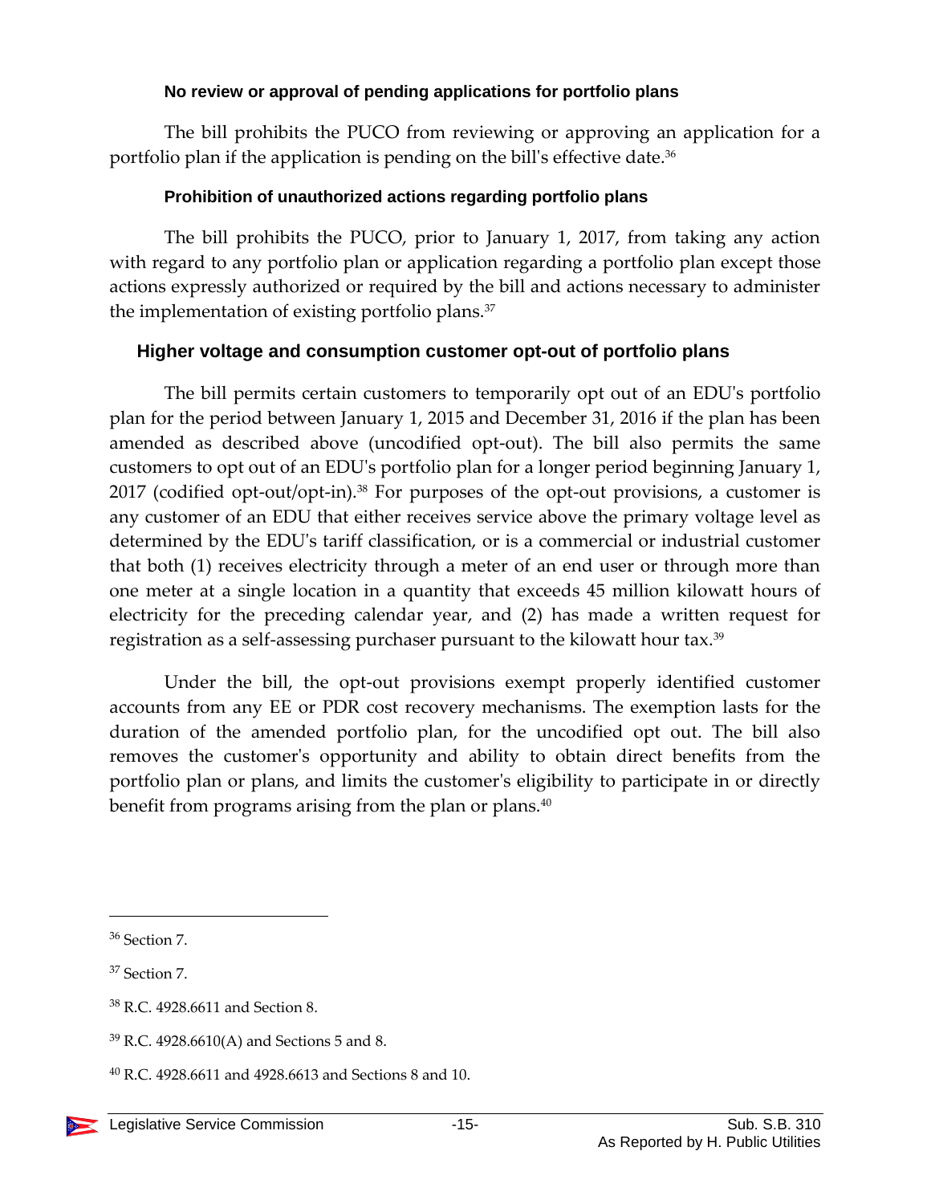#### No review or approval of pending applications for portfolio plans

The bill prohibits the PUCO from reviewing or approving an application for a portfolio plan if the application is pending on the bill's effective date.[36]

#### Prohibition of unauthorized actions regarding portfolio plans

The bill prohibits the PUCO, prior to January 1, 2017, from taking any action with regard to any portfolio plan or application regarding a portfolio plan except those actions expressly authorized or required by the bill and actions necessary to administer the implementation of existing portfolio plans.[37]

### Higher voltage and consumption customer opt-out of portfolio plans

The bill permits certain customers to temporarily opt out of an EDU's portfolio plan for the period between January 1, 2015 and December 31, 2016 if the plan has been amended as described above (uncodified opt-out). The bill also permits the same customers to opt out of an EDU's portfolio plan for a longer period beginning January 1, 2017 (codified opt-out/opt-in).[38] For purposes of the opt-out provisions, a customer is any customer of an EDU that either receives service above the primary voltage level as determined by the EDU's tariff classification, or is a commercial or industrial customer that both (1) receives electricity through a meter of an end user or through more than one meter at a single location in a quantity that exceeds 45 million kilowatt hours of electricity for the preceding calendar year, and (2) has made a written request for registration as a self-assessing purchaser pursuant to the kilowatt hour tax.[39]

Under the bill, the opt-out provisions exempt properly identified customer accounts from any EE or PDR cost recovery mechanisms. The exemption lasts for the duration of the amended portfolio plan, for the uncodified opt out. The bill also removes the customer's opportunity and ability to obtain direct benefits from the portfolio plan or plans, and limits the customer's eligibility to participate in or directly benefit from programs arising from the plan or plans.[40]

---

[36] Section 7.

[37] Section 7.

[38] R.C. 4928.6611 and Section 8.

[39] R.C. 4928.6610(A) and Sections 5 and 8.

[40] R.C. 4928.6611 and 4928.6613 and Sections 8 and 10.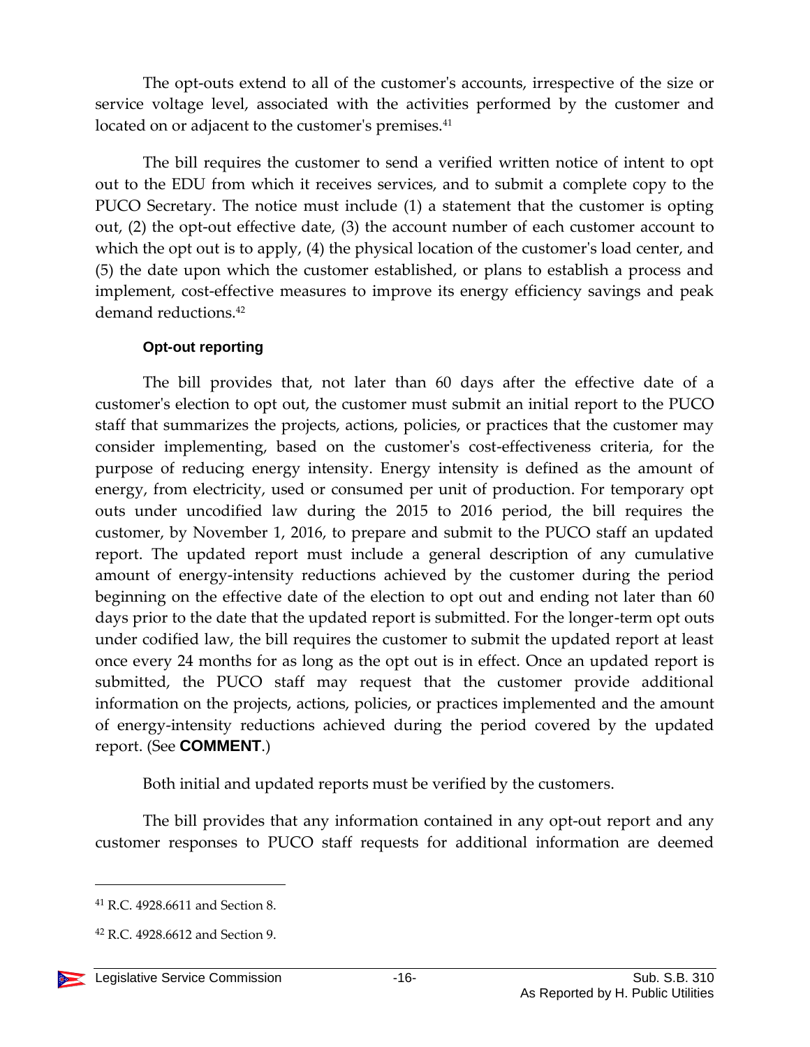The opt-outs extend to all of the customer's accounts, irrespective of the size or service voltage level, associated with the activities performed by the customer and located on or adjacent to the customer's premises.[41]

The bill requires the customer to send a verified written notice of intent to opt out to the EDU from which it receives services, and to submit a complete copy to the PUCO Secretary. The notice must include (1) a statement that the customer is opting out, (2) the opt-out effective date, (3) the account number of each customer account to which the opt out is to apply, (4) the physical location of the customer's load center, and (5) the date upon which the customer established, or plans to establish a process and implement, cost-effective measures to improve its energy efficiency savings and peak demand reductions.[42]

#### Opt-out reporting

The bill provides that, not later than 60 days after the effective date of a customer's election to opt out, the customer must submit an initial report to the PUCO staff that summarizes the projects, actions, policies, or practices that the customer may consider implementing, based on the customer's cost-effectiveness criteria, for the purpose of reducing energy intensity. Energy intensity is defined as the amount of energy, from electricity, used or consumed per unit of production. For temporary opt outs under uncodified law during the 2015 to 2016 period, the bill requires the customer, by November 1, 2016, to prepare and submit to the PUCO staff an updated report. The updated report must include a general description of any cumulative amount of energy-intensity reductions achieved by the customer during the period beginning on the effective date of the election to opt out and ending not later than 60 days prior to the date that the updated report is submitted. For the longer-term opt outs under codified law, the bill requires the customer to submit the updated report at least once every 24 months for as long as the opt out is in effect. Once an updated report is submitted, the PUCO staff may request that the customer provide additional information on the projects, actions, policies, or practices implemented and the amount of energy-intensity reductions achieved during the period covered by the updated report. (See **COMMENT**.)

Both initial and updated reports must be verified by the customers.

The bill provides that any information contained in any opt-out report and any customer responses to PUCO staff requests for additional information are deemed

---

[41] R.C. 4928.6611 and Section 8.

[42] R.C. 4928.6612 and Section 9.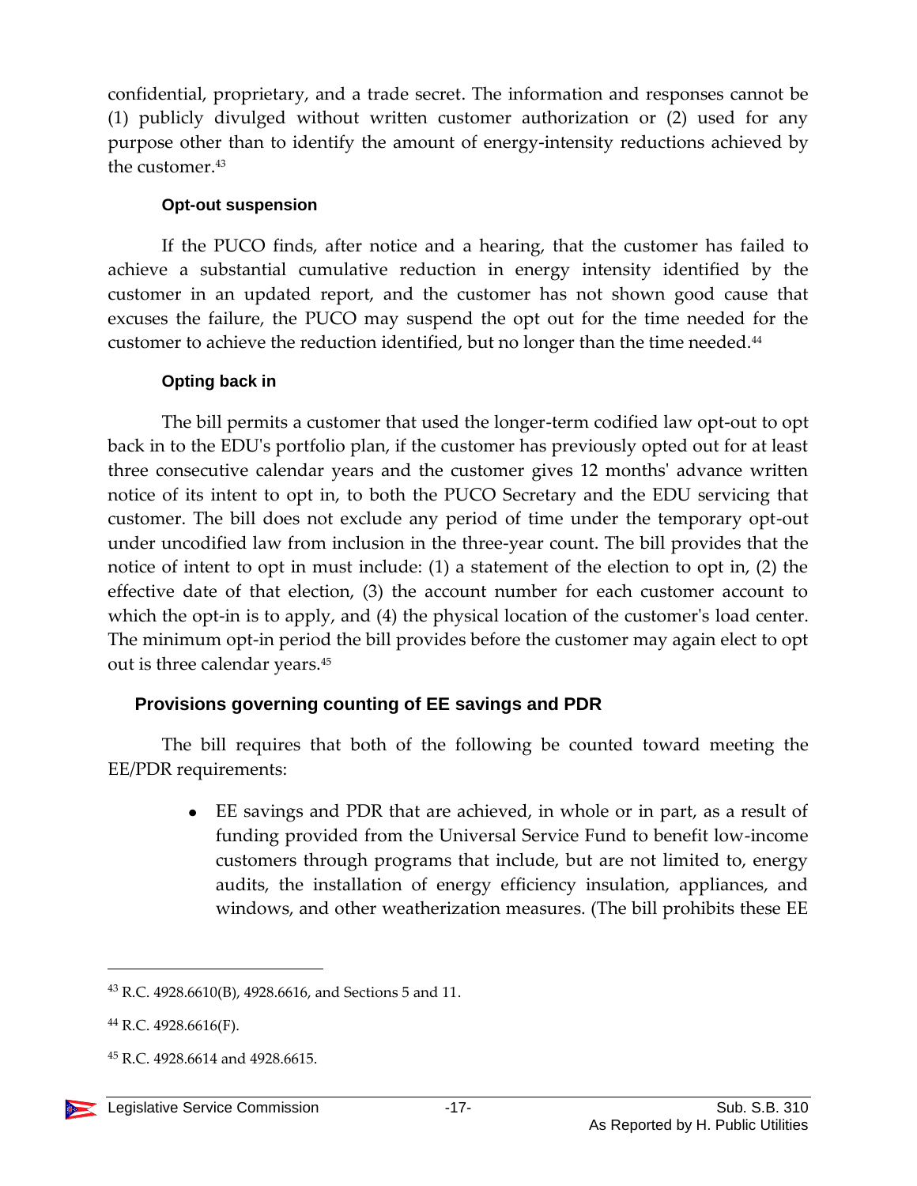confidential, proprietary, and a trade secret. The information and responses cannot be (1) publicly divulged without written customer authorization or (2) used for any purpose other than to identify the amount of energy-intensity reductions achieved by the customer.[43]

#### Opt-out suspension

If the PUCO finds, after notice and a hearing, that the customer has failed to achieve a substantial cumulative reduction in energy intensity identified by the customer in an updated report, and the customer has not shown good cause that excuses the failure, the PUCO may suspend the opt out for the time needed for the customer to achieve the reduction identified, but no longer than the time needed.[44]

#### Opting back in

The bill permits a customer that used the longer-term codified law opt-out to opt back in to the EDU's portfolio plan, if the customer has previously opted out for at least three consecutive calendar years and the customer gives 12 months' advance written notice of its intent to opt in, to both the PUCO Secretary and the EDU servicing that customer. The bill does not exclude any period of time under the temporary opt-out under uncodified law from inclusion in the three-year count. The bill provides that the notice of intent to opt in must include: (1) a statement of the election to opt in, (2) the effective date of that election, (3) the account number for each customer account to which the opt-in is to apply, and (4) the physical location of the customer's load center. The minimum opt-in period the bill provides before the customer may again elect to opt out is three calendar years.[45]

### Provisions governing counting of EE savings and PDR

The bill requires that both of the following be counted toward meeting the EE/PDR requirements:

- EE savings and PDR that are achieved, in whole or in part, as a result of funding provided from the Universal Service Fund to benefit low-income customers through programs that include, but are not limited to, energy audits, the installation of energy efficiency insulation, appliances, and windows, and other weatherization measures. (The bill prohibits these EE

---

[43] R.C. 4928.6610(B), 4928.6616, and Sections 5 and 11.

[44] R.C. 4928.6616(F).

[45] R.C. 4928.6614 and 4928.6615.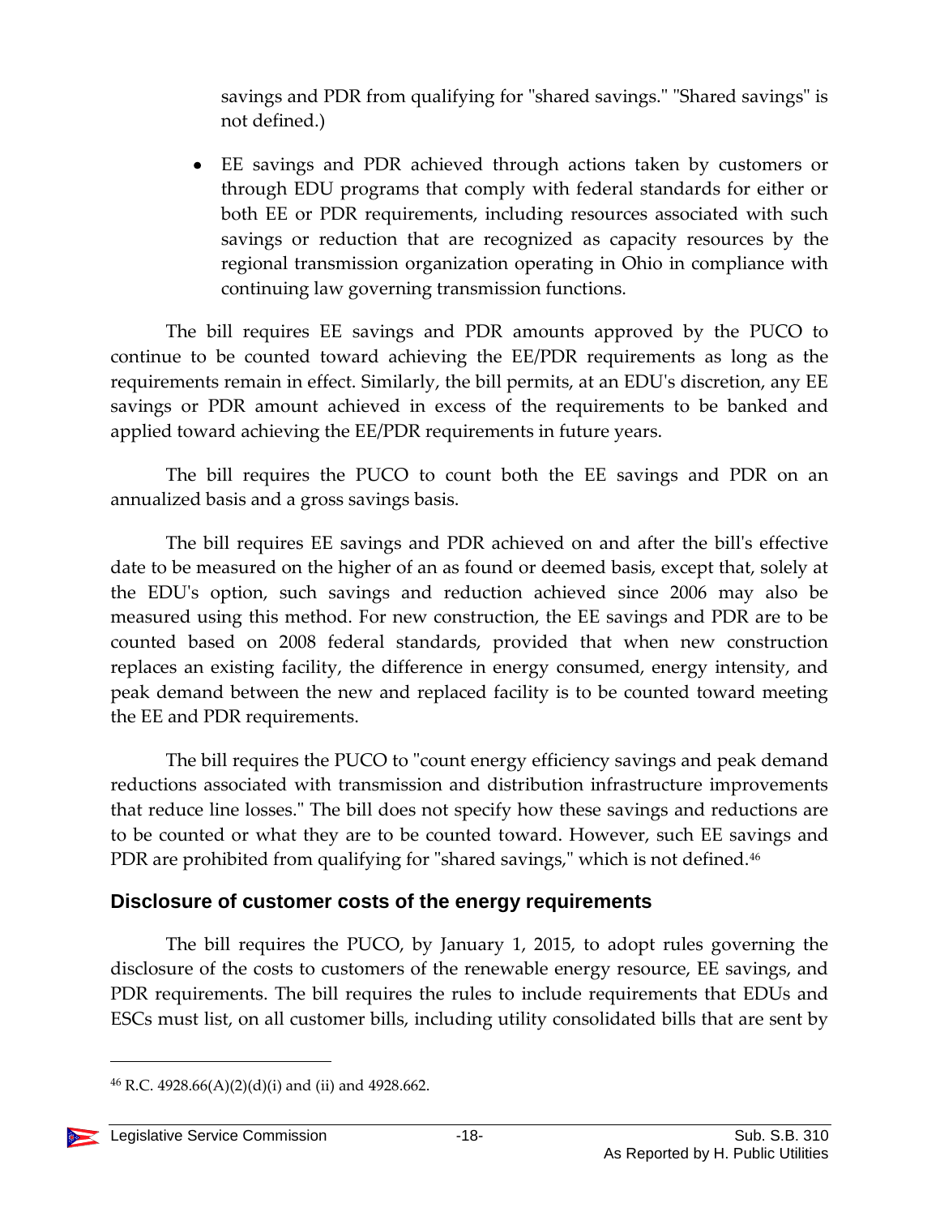savings and PDR from qualifying for "shared savings." "Shared savings" is not defined.)

- EE savings and PDR achieved through actions taken by customers or through EDU programs that comply with federal standards for either or both EE or PDR requirements, including resources associated with such savings or reduction that are recognized as capacity resources by the regional transmission organization operating in Ohio in compliance with continuing law governing transmission functions.

The bill requires EE savings and PDR amounts approved by the PUCO to continue to be counted toward achieving the EE/PDR requirements as long as the requirements remain in effect. Similarly, the bill permits, at an EDU's discretion, any EE savings or PDR amount achieved in excess of the requirements to be banked and applied toward achieving the EE/PDR requirements in future years.

The bill requires the PUCO to count both the EE savings and PDR on an annualized basis and a gross savings basis.

The bill requires EE savings and PDR achieved on and after the bill's effective date to be measured on the higher of an as found or deemed basis, except that, solely at the EDU's option, such savings and reduction achieved since 2006 may also be measured using this method. For new construction, the EE savings and PDR are to be counted based on 2008 federal standards, provided that when new construction replaces an existing facility, the difference in energy consumed, energy intensity, and peak demand between the new and replaced facility is to be counted toward meeting the EE and PDR requirements.

The bill requires the PUCO to "count energy efficiency savings and peak demand reductions associated with transmission and distribution infrastructure improvements that reduce line losses." The bill does not specify how these savings and reductions are to be counted or what they are to be counted toward. However, such EE savings and PDR are prohibited from qualifying for "shared savings," which is not defined.[46]

## Disclosure of customer costs of the energy requirements

The bill requires the PUCO, by January 1, 2015, to adopt rules governing the disclosure of the costs to customers of the renewable energy resource, EE savings, and PDR requirements. The bill requires the rules to include requirements that EDUs and ESCs must list, on all customer bills, including utility consolidated bills that are sent by

---

[46] R.C. 4928.66(A)(2)(d)(i) and (ii) and 4928.662.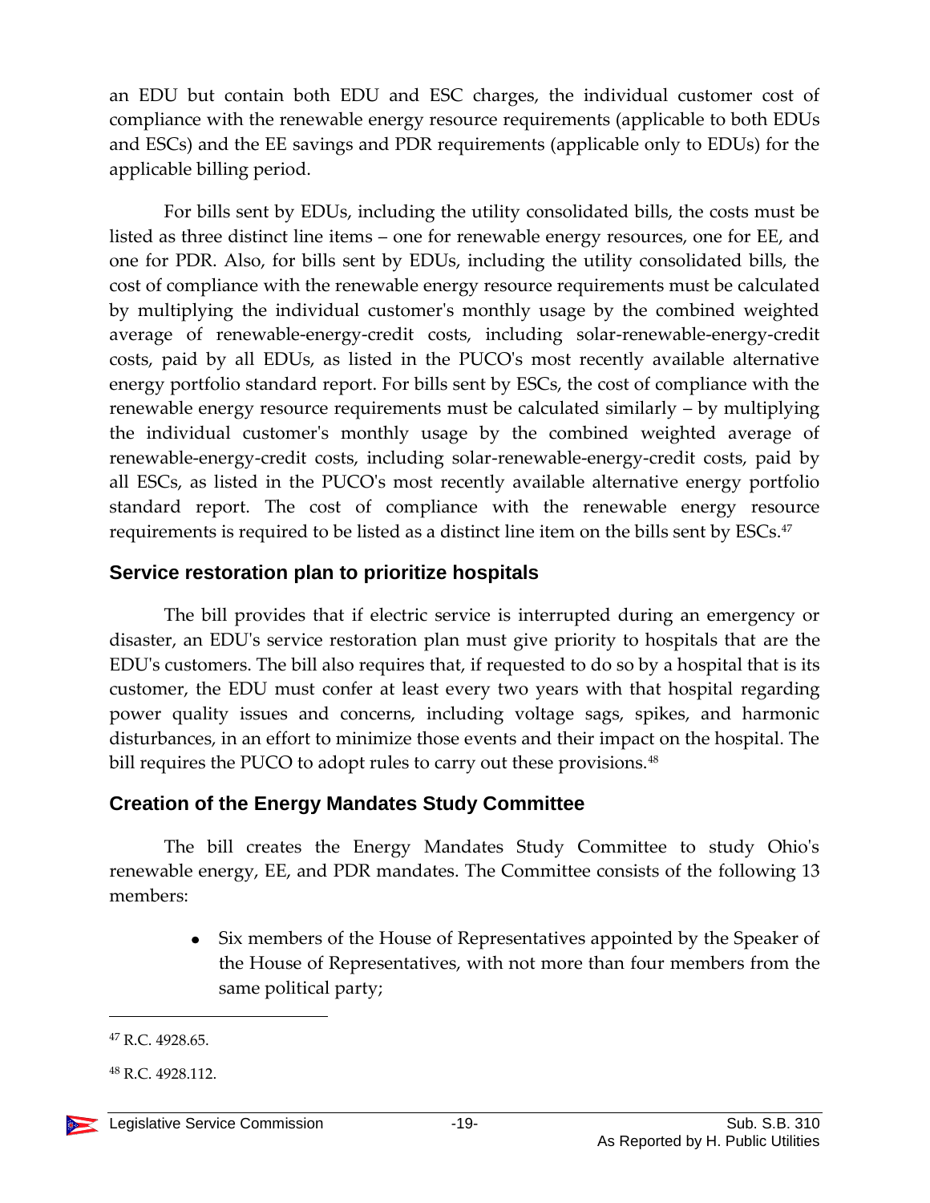an EDU but contain both EDU and ESC charges, the individual customer cost of compliance with the renewable energy resource requirements (applicable to both EDUs and ESCs) and the EE savings and PDR requirements (applicable only to EDUs) for the applicable billing period.

For bills sent by EDUs, including the utility consolidated bills, the costs must be listed as three distinct line items – one for renewable energy resources, one for EE, and one for PDR. Also, for bills sent by EDUs, including the utility consolidated bills, the cost of compliance with the renewable energy resource requirements must be calculated by multiplying the individual customer's monthly usage by the combined weighted average of renewable-energy-credit costs, including solar-renewable-energy-credit costs, paid by all EDUs, as listed in the PUCO's most recently available alternative energy portfolio standard report. For bills sent by ESCs, the cost of compliance with the renewable energy resource requirements must be calculated similarly – by multiplying the individual customer's monthly usage by the combined weighted average of renewable-energy-credit costs, including solar-renewable-energy-credit costs, paid by all ESCs, as listed in the PUCO's most recently available alternative energy portfolio standard report. The cost of compliance with the renewable energy resource requirements is required to be listed as a distinct line item on the bills sent by ESCs.[47]

## Service restoration plan to prioritize hospitals

The bill provides that if electric service is interrupted during an emergency or disaster, an EDU's service restoration plan must give priority to hospitals that are the EDU's customers. The bill also requires that, if requested to do so by a hospital that is its customer, the EDU must confer at least every two years with that hospital regarding power quality issues and concerns, including voltage sags, spikes, and harmonic disturbances, in an effort to minimize those events and their impact on the hospital. The bill requires the PUCO to adopt rules to carry out these provisions.[48]

## Creation of the Energy Mandates Study Committee

The bill creates the Energy Mandates Study Committee to study Ohio's renewable energy, EE, and PDR mandates. The Committee consists of the following 13 members:

- Six members of the House of Representatives appointed by the Speaker of the House of Representatives, with not more than four members from the same political party;

---

[47] R.C. 4928.65.

[48] R.C. 4928.112.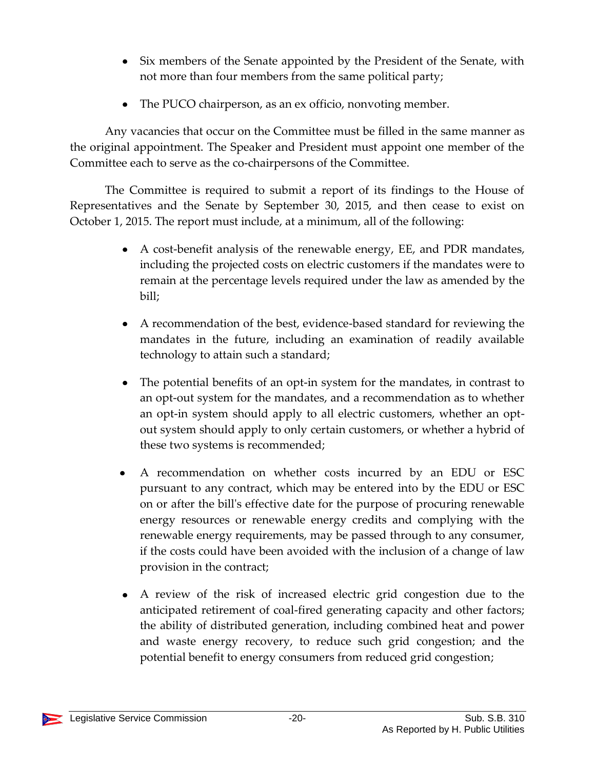- Six members of the Senate appointed by the President of the Senate, with not more than four members from the same political party;
- The PUCO chairperson, as an ex officio, nonvoting member.

Any vacancies that occur on the Committee must be filled in the same manner as the original appointment. The Speaker and President must appoint one member of the Committee each to serve as the co-chairpersons of the Committee.

The Committee is required to submit a report of its findings to the House of Representatives and the Senate by September 30, 2015, and then cease to exist on October 1, 2015. The report must include, at a minimum, all of the following:

- A cost-benefit analysis of the renewable energy, EE, and PDR mandates, including the projected costs on electric customers if the mandates were to remain at the percentage levels required under the law as amended by the bill;
- A recommendation of the best, evidence-based standard for reviewing the mandates in the future, including an examination of readily available technology to attain such a standard;
- The potential benefits of an opt-in system for the mandates, in contrast to an opt-out system for the mandates, and a recommendation as to whether an opt-in system should apply to all electric customers, whether an opt-out system should apply to only certain customers, or whether a hybrid of these two systems is recommended;
- A recommendation on whether costs incurred by an EDU or ESC pursuant to any contract, which may be entered into by the EDU or ESC on or after the bill's effective date for the purpose of procuring renewable energy resources or renewable energy credits and complying with the renewable energy requirements, may be passed through to any consumer, if the costs could have been avoided with the inclusion of a change of law provision in the contract;
- A review of the risk of increased electric grid congestion due to the anticipated retirement of coal-fired generating capacity and other factors; the ability of distributed generation, including combined heat and power and waste energy recovery, to reduce such grid congestion; and the potential benefit to energy consumers from reduced grid congestion;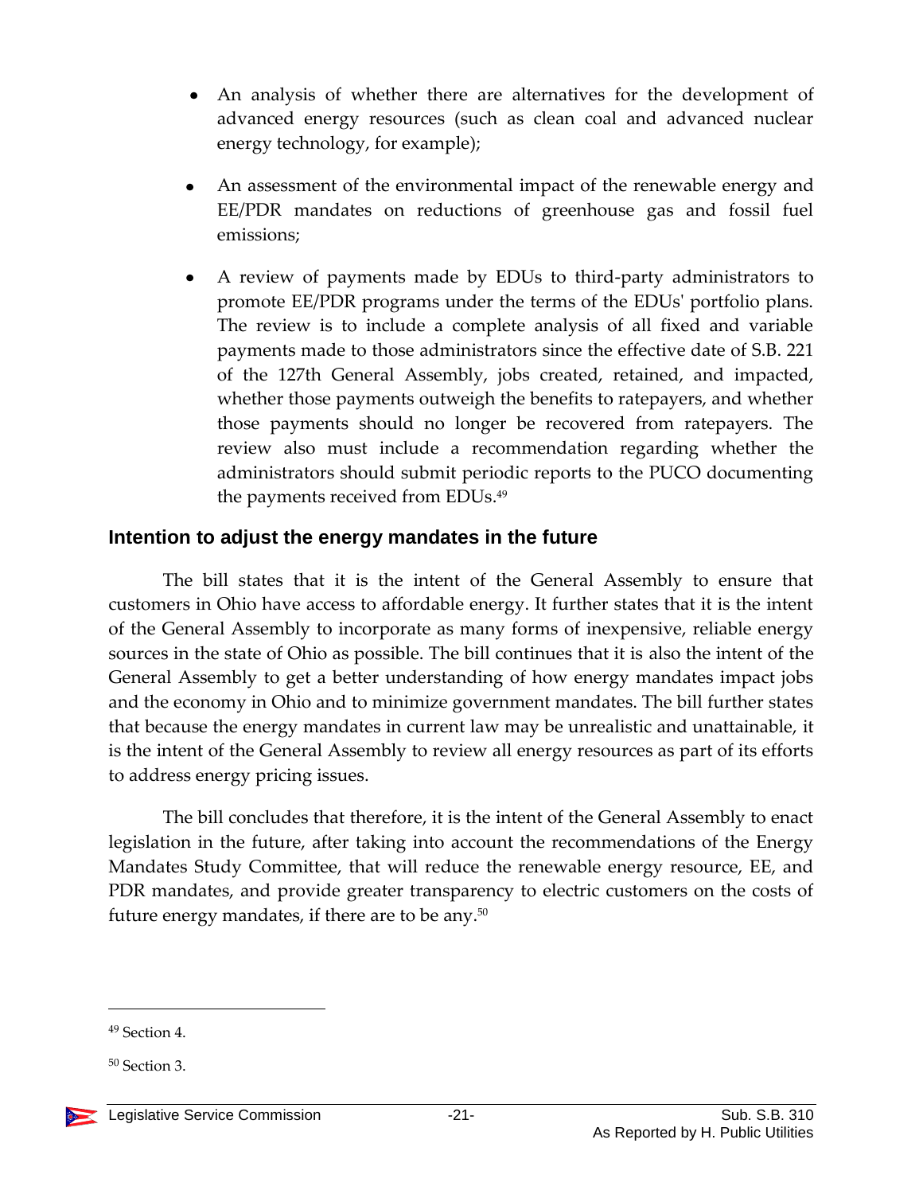- An analysis of whether there are alternatives for the development of advanced energy resources (such as clean coal and advanced nuclear energy technology, for example);
- An assessment of the environmental impact of the renewable energy and EE/PDR mandates on reductions of greenhouse gas and fossil fuel emissions;
- A review of payments made by EDUs to third-party administrators to promote EE/PDR programs under the terms of the EDUs' portfolio plans. The review is to include a complete analysis of all fixed and variable payments made to those administrators since the effective date of S.B. 221 of the 127th General Assembly, jobs created, retained, and impacted, whether those payments outweigh the benefits to ratepayers, and whether those payments should no longer be recovered from ratepayers. The review also must include a recommendation regarding whether the administrators should submit periodic reports to the PUCO documenting the payments received from EDUs.[49]

### Intention to adjust the energy mandates in the future

The bill states that it is the intent of the General Assembly to ensure that customers in Ohio have access to affordable energy. It further states that it is the intent of the General Assembly to incorporate as many forms of inexpensive, reliable energy sources in the state of Ohio as possible. The bill continues that it is also the intent of the General Assembly to get a better understanding of how energy mandates impact jobs and the economy in Ohio and to minimize government mandates. The bill further states that because the energy mandates in current law may be unrealistic and unattainable, it is the intent of the General Assembly to review all energy resources as part of its efforts to address energy pricing issues.

The bill concludes that therefore, it is the intent of the General Assembly to enact legislation in the future, after taking into account the recommendations of the Energy Mandates Study Committee, that will reduce the renewable energy resource, EE, and PDR mandates, and provide greater transparency to electric customers on the costs of future energy mandates, if there are to be any.[50]

---

[49] Section 4.

[50] Section 3.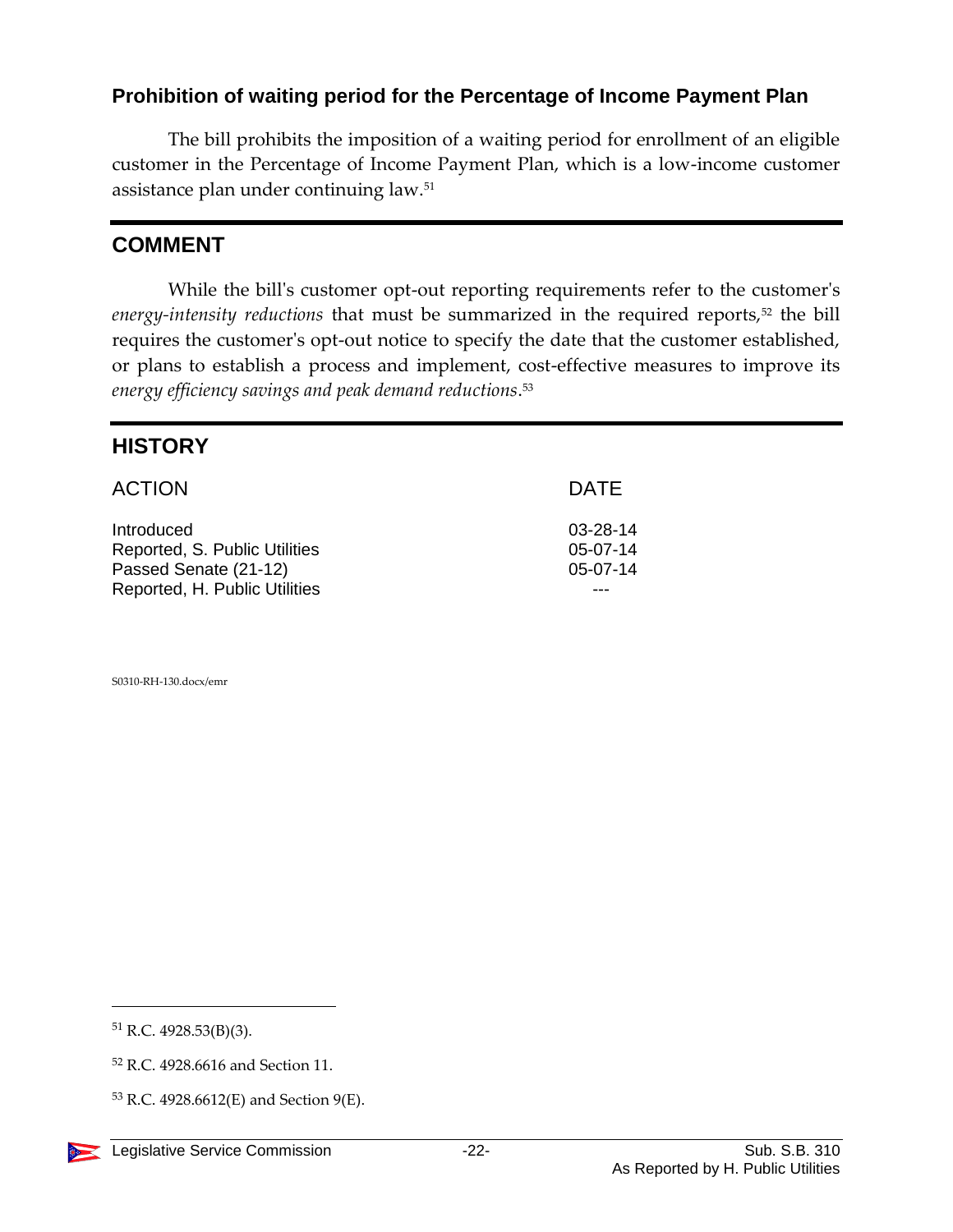### Prohibition of waiting period for the Percentage of Income Payment Plan

The bill prohibits the imposition of a waiting period for enrollment of an eligible customer in the Percentage of Income Payment Plan, which is a low-income customer assistance plan under continuing law.[51]

## COMMENT

While the bill's customer opt-out reporting requirements refer to the customer's *energy-intensity reductions* that must be summarized in the required reports,[52] the bill requires the customer's opt-out notice to specify the date that the customer established, or plans to establish a process and implement, cost-effective measures to improve its *energy efficiency savings and peak demand reductions*.[53]

## HISTORY

| ACTION | DATE |
| --- | --- |
| Introduced | 03-28-14 |
| Reported, S. Public Utilities | 05-07-14 |
| Passed Senate (21-12) | 05-07-14 |
| Reported, H. Public Utilities | --- |

S0310-RH-130.docx/emr

[51] R.C. 4928.53(B)(3).

[52] R.C. 4928.6616 and Section 11.

[53] R.C. 4928.6612(E) and Section 9(E).